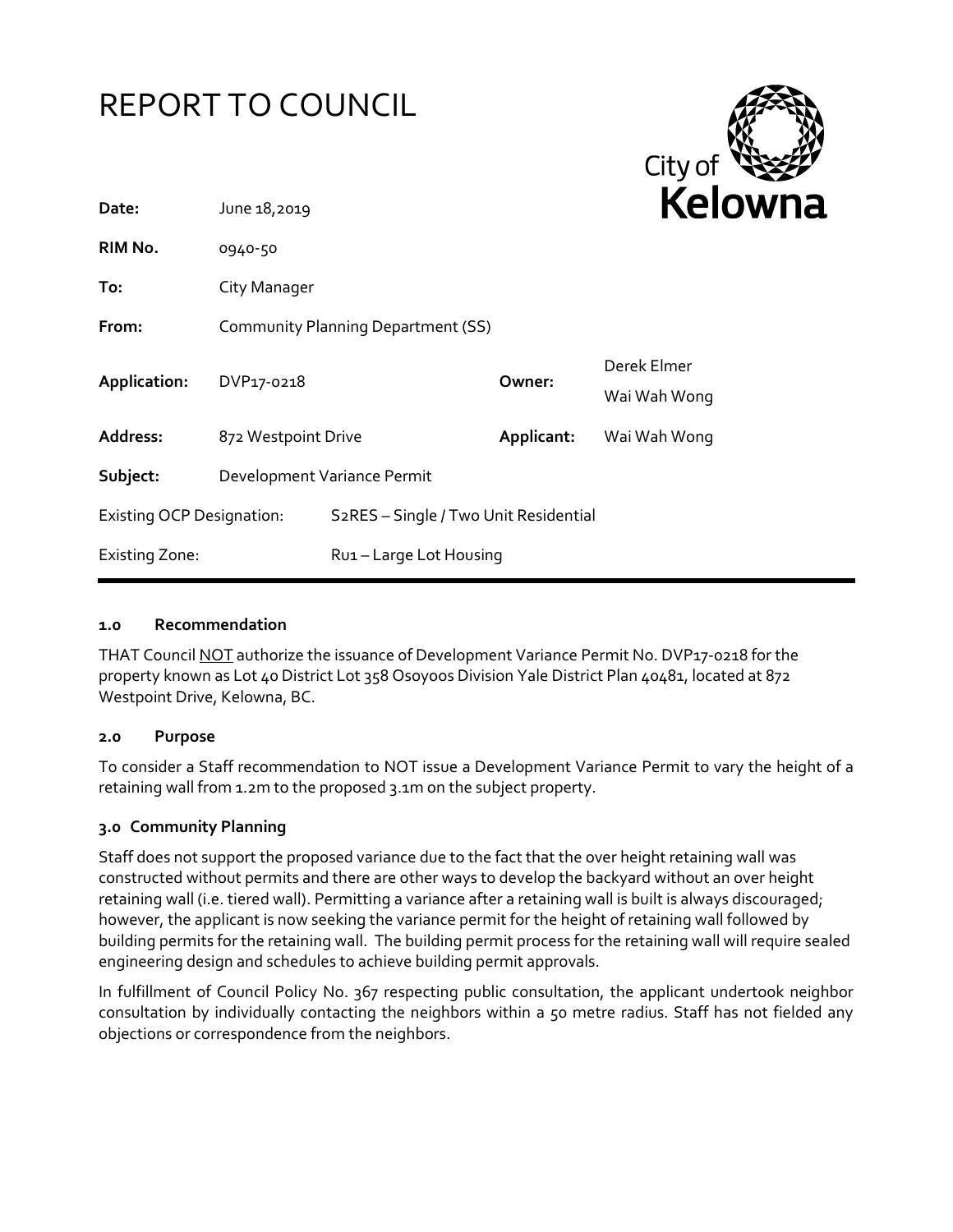# REPORT TO COUNCIL

| | | | |
|---|---|---|---|
| **Date:** | June 18,2019 | | |
| **RIM No.** | 0940-50 | | |
| **To:** | City Manager | | |
| **From:** | Community Planning Department (SS) | | |
| **Application:** | DVP17-0218 | **Owner:** | Derek Elmer<br>Wai Wah Wong |
| **Address:** | 872 Westpoint Drive | **Applicant:** | Wai Wah Wong |
| **Subject:** | Development Variance Permit | | |
| Existing OCP Designation: | S2RES – Single / Two Unit Residential | | |
| Existing Zone: | RU1 – Large Lot Housing | | |

### 1.0 Recommendation

THAT Council NOT authorize the issuance of Development Variance Permit No. DVP17-0218 for the property known as Lot 40 District Lot 358 Osoyoos Division Yale District Plan 40481, located at 872 Westpoint Drive, Kelowna, BC.

### 2.0 Purpose

To consider a Staff recommendation to NOT issue a Development Variance Permit to vary the height of a retaining wall from 1.2m to the proposed 3.1m on the subject property.

### 3.0 Community Planning

Staff does not support the proposed variance due to the fact that the over height retaining wall was constructed without permits and there are other ways to develop the backyard without an over height retaining wall (i.e. tiered wall). Permitting a variance after a retaining wall is built is always discouraged; however, the applicant is now seeking the variance permit for the height of retaining wall followed by building permits for the retaining wall. The building permit process for the retaining wall will require sealed engineering design and schedules to achieve building permit approvals.

In fulfillment of Council Policy No. 367 respecting public consultation, the applicant undertook neighbor consultation by individually contacting the neighbors within a 50 metre radius. Staff has not fielded any objections or correspondence from the neighbors.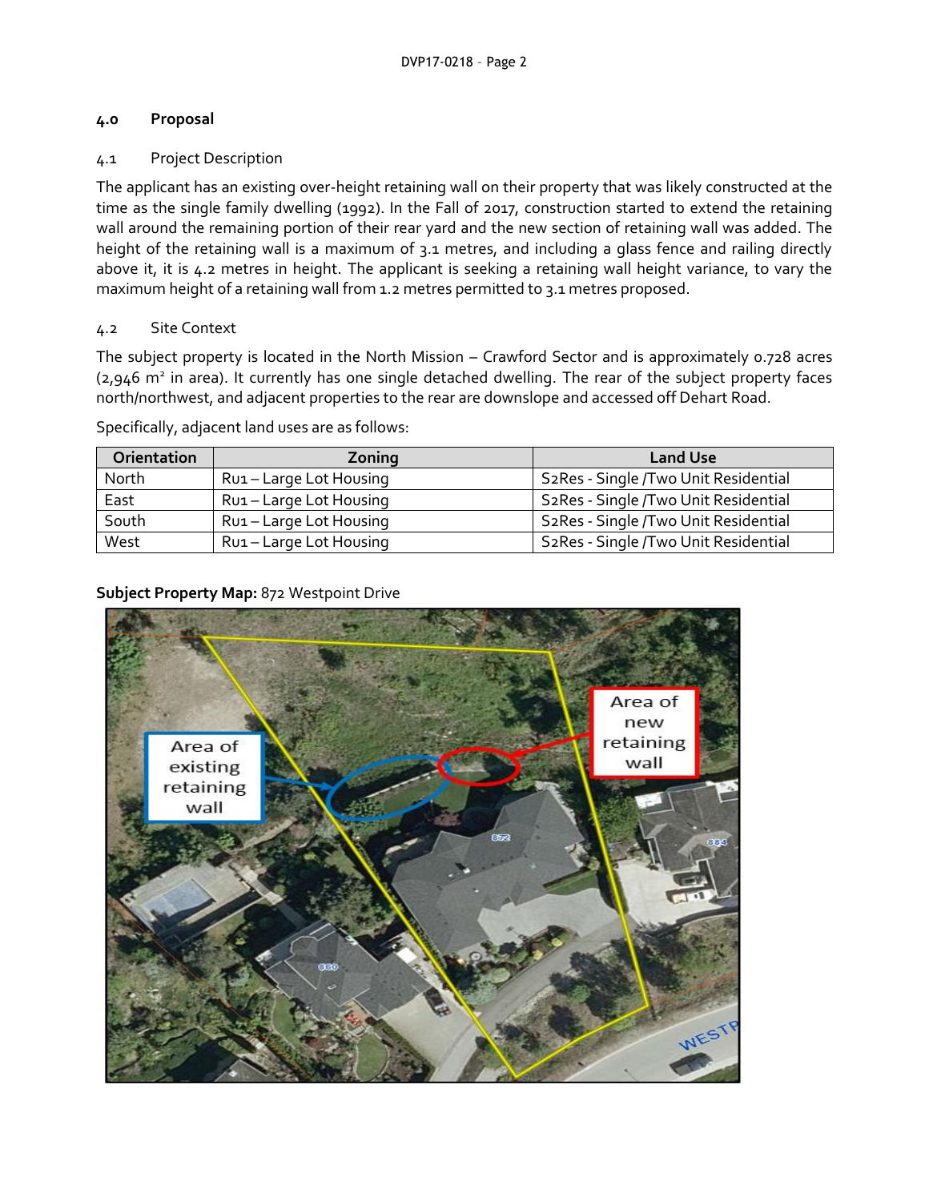## 4.0 Proposal

### 4.1 Project Description

The applicant has an existing over-height retaining wall on their property that was likely constructed at the time as the single family dwelling (1992). In the Fall of 2017, construction started to extend the retaining wall around the remaining portion of their rear yard and the new section of retaining wall was added. The height of the retaining wall is a maximum of 3.1 metres, and including a glass fence and railing directly above it, it is 4.2 metres in height. The applicant is seeking a retaining wall height variance, to vary the maximum height of a retaining wall from 1.2 metres permitted to 3.1 metres proposed.

### 4.2 Site Context

The subject property is located in the North Mission – Crawford Sector and is approximately 0.728 acres (2,946 m² in area). It currently has one single detached dwelling. The rear of the subject property faces north/northwest, and adjacent properties to the rear are downslope and accessed off Dehart Road.

Specifically, adjacent land uses are as follows:

| Orientation | Zoning | Land Use |
|---|---|---|
| North | RU1 – Large Lot Housing | S2Res - Single /Two Unit Residential |
| East | RU1 – Large Lot Housing | S2Res - Single /Two Unit Residential |
| South | RU1 – Large Lot Housing | S2Res - Single /Two Unit Residential |
| West | RU1 – Large Lot Housing | S2Res - Single /Two Unit Residential |

**Subject Property Map:** 872 Westpoint Drive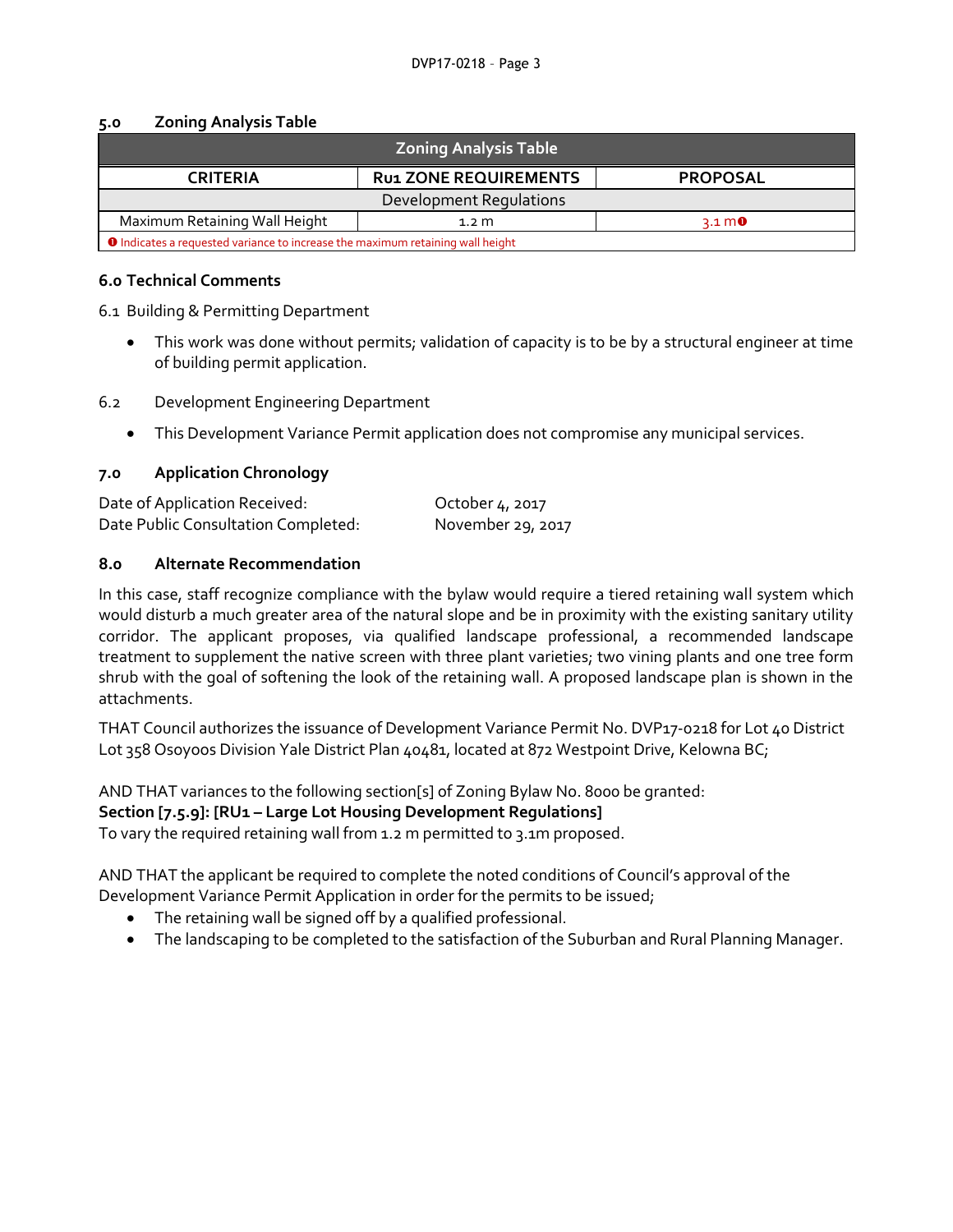## 5.0 Zoning Analysis Table

| Zoning Analysis Table | | |
|---|---|---|
| **CRITERIA** | **RU1 ZONE REQUIREMENTS** | **PROPOSAL** |
| Development Regulations | | |
| Maximum Retaining Wall Height | 1.2 m | 3.1 m ❶ |
| ❶ Indicates a requested variance to increase the maximum retaining wall height | | |

## 6.0 Technical Comments

6.1 Building & Permitting Department

- This work was done without permits; validation of capacity is to be by a structural engineer at time of building permit application.

6.2 Development Engineering Department

- This Development Variance Permit application does not compromise any municipal services.

## 7.0 Application Chronology

Date of Application Received: October 4, 2017
Date Public Consultation Completed: November 29, 2017

## 8.0 Alternate Recommendation

In this case, staff recognize compliance with the bylaw would require a tiered retaining wall system which would disturb a much greater area of the natural slope and be in proximity with the existing sanitary utility corridor. The applicant proposes, via qualified landscape professional, a recommended landscape treatment to supplement the native screen with three plant varieties; two vining plants and one tree form shrub with the goal of softening the look of the retaining wall. A proposed landscape plan is shown in the attachments.

THAT Council authorizes the issuance of Development Variance Permit No. DVP17-0218 for Lot 40 District Lot 358 Osoyoos Division Yale District Plan 40481, located at 872 Westpoint Drive, Kelowna BC;

AND THAT variances to the following section[s] of Zoning Bylaw No. 8000 be granted:
**Section [7.5.9]: [RU1 – Large Lot Housing Development Regulations]**
To vary the required retaining wall from 1.2 m permitted to 3.1m proposed.

AND THAT the applicant be required to complete the noted conditions of Council's approval of the Development Variance Permit Application in order for the permits to be issued;

- The retaining wall be signed off by a qualified professional.
- The landscaping to be completed to the satisfaction of the Suburban and Rural Planning Manager.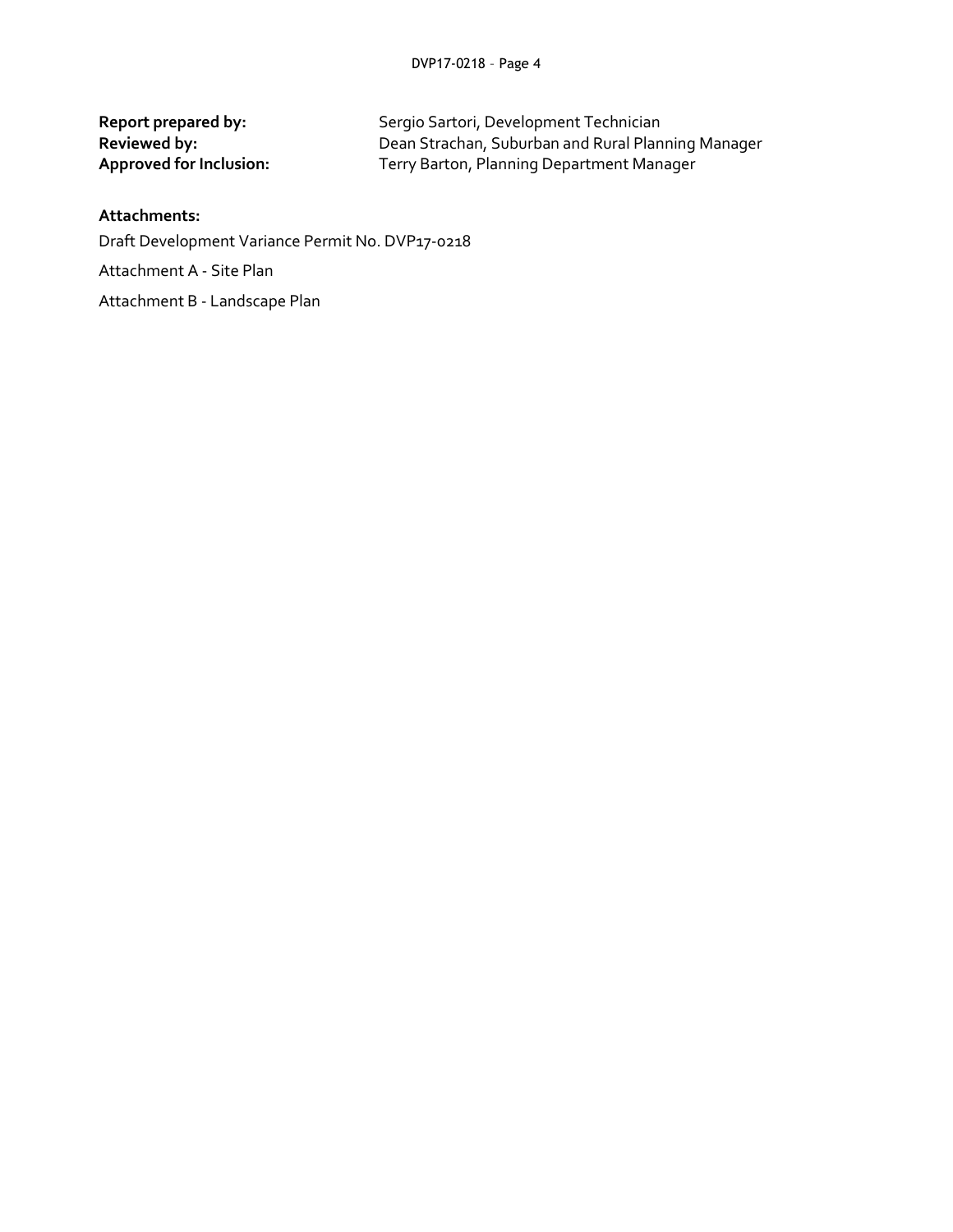**Report prepared by:** Sergio Sartori, Development Technician
**Reviewed by:** Dean Strachan, Suburban and Rural Planning Manager
**Approved for Inclusion:** Terry Barton, Planning Department Manager

**Attachments:**

Draft Development Variance Permit No. DVP17-0218

Attachment A - Site Plan

Attachment B - Landscape Plan